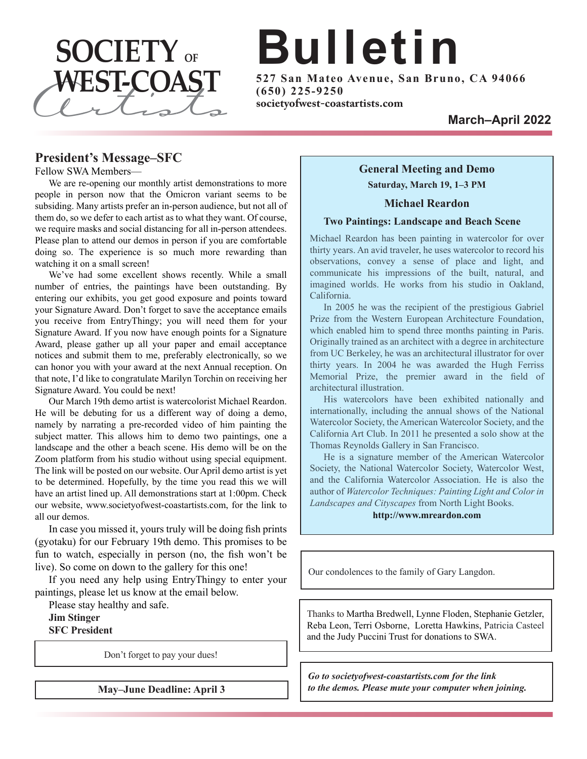# SOCIETY OF WEST-COAST Artists

# Bulletin

**527 San Mateo Avenue, San Bruno, CA 94066**
**(650) 225-9250**
**societyofwest-coastartists.com**

**March–April 2022**

## President's Message–SFC

Fellow SWA Members—

We are re-opening our monthly artist demonstrations to more people in person now that the Omicron variant seems to be subsiding. Many artists prefer an in-person audience, but not all of them do, so we defer to each artist as to what they want. Of course, we require masks and social distancing for all in-person attendees. Please plan to attend our demos in person if you are comfortable doing so. The experience is so much more rewarding than watching it on a small screen!

We've had some excellent shows recently. While a small number of entries, the paintings have been outstanding. By entering our exhibits, you get good exposure and points toward your Signature Award. Don't forget to save the acceptance emails you receive from EntryThingy; you will need them for your Signature Award. If you now have enough points for a Signature Award, please gather up all your paper and email acceptance notices and submit them to me, preferably electronically, so we can honor you with your award at the next Annual reception. On that note, I'd like to congratulate Marilyn Torchin on receiving her Signature Award. You could be next!

Our March 19th demo artist is watercolorist Michael Reardon. He will be debuting for us a different way of doing a demo, namely by narrating a pre-recorded video of him painting the subject matter. This allows him to demo two paintings, one a landscape and the other a beach scene. His demo will be on the Zoom platform from his studio without using special equipment. The link will be posted on our website. Our April demo artist is yet to be determined. Hopefully, by the time you read this we will have an artist lined up. All demonstrations start at 1:00pm. Check our website, www.societyofwest-coastartists.com, for the link to all our demos.

In case you missed it, yours truly will be doing fish prints (gyotaku) for our February 19th demo. This promises to be fun to watch, especially in person (no, the fish won't be live). So come on down to the gallery for this one!

If you need any help using EntryThingy to enter your paintings, please let us know at the email below.

Please stay healthy and safe.

**Jim Stinger**
**SFC President**

Don't forget to pay your dues!

**May–June Deadline: April 3**

### General Meeting and Demo

**Saturday, March 19, 1–3 PM**

### Michael Reardon

**Two Paintings: Landscape and Beach Scene**

Michael Reardon has been painting in watercolor for over thirty years. An avid traveler, he uses watercolor to record his observations, convey a sense of place and light, and communicate his impressions of the built, natural, and imagined worlds. He works from his studio in Oakland, California.

In 2005 he was the recipient of the prestigious Gabriel Prize from the Western European Architecture Foundation, which enabled him to spend three months painting in Paris. Originally trained as an architect with a degree in architecture from UC Berkeley, he was an architectural illustrator for over thirty years. In 2004 he was awarded the Hugh Ferriss Memorial Prize, the premier award in the field of architectural illustration.

His watercolors have been exhibited nationally and internationally, including the annual shows of the National Watercolor Society, the American Watercolor Society, and the California Art Club. In 2011 he presented a solo show at the Thomas Reynolds Gallery in San Francisco.

He is a signature member of the American Watercolor Society, the National Watercolor Society, Watercolor West, and the California Watercolor Association. He is also the author of *Watercolor Techniques: Painting Light and Color in Landscapes and Cityscapes* from North Light Books.

**http://www.mreardon.com**

Our condolences to the family of Gary Langdon.

Thanks to Martha Bredwell, Lynne Floden, Stephanie Getzler, Reba Leon, Terri Osborne, Loretta Hawkins, Patricia Casteel and the Judy Puccini Trust for donations to SWA.

***Go to societyofwest-coastartists.com for the link to the demos. Please mute your computer when joining.***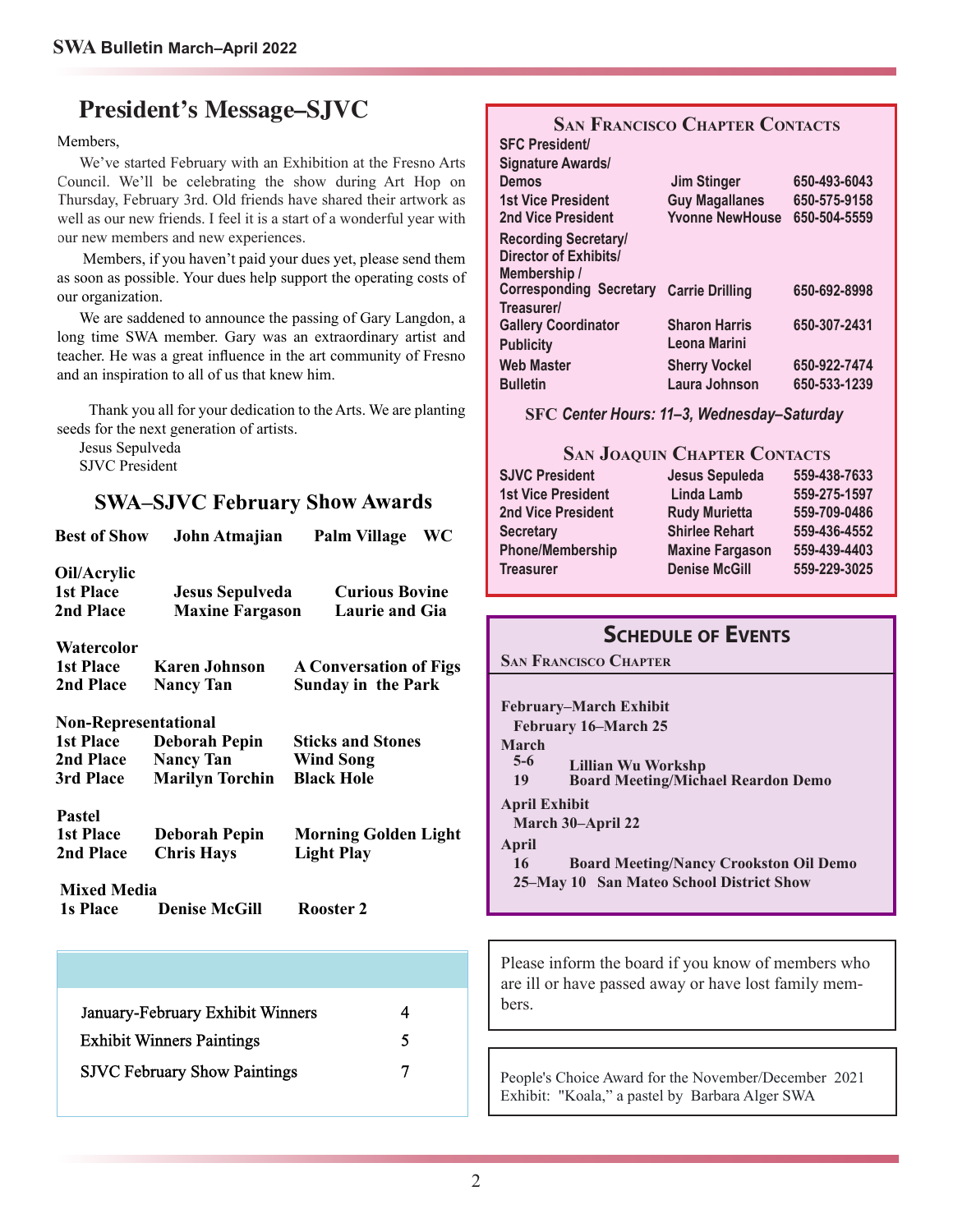# President's Message–SJVC

Members,

We've started February with an Exhibition at the Fresno Arts Council. We'll be celebrating the show during Art Hop on Thursday, February 3rd. Old friends have shared their artwork as well as our new friends. I feel it is a start of a wonderful year with our new members and new experiences.

Members, if you haven't paid your dues yet, please send them as soon as possible. Your dues help support the operating costs of our organization.

We are saddened to announce the passing of Gary Langdon, a long time SWA member. Gary was an extraordinary artist and teacher. He was a great influence in the art community of Fresno and an inspiration to all of us that knew him.

Thank you all for your dedication to the Arts. We are planting seeds for the next generation of artists.

Jesus Sepulveda
SJVC President

## SWA–SJVC February Show Awards

**Best of Show** — **John Atmajian** — **Palm Village WC**

**Oil/Acrylic**

| | | |
|---|---|---|
| 1st Place | Jesus Sepulveda | Curious Bovine |
| 2nd Place | Maxine Fargason | Laurie and Gia |

**Watercolor**

| | | |
|---|---|---|
| 1st Place | Karen Johnson | A Conversation of Figs |
| 2nd Place | Nancy Tan | Sunday in the Park |

**Non-Representational**

| | | |
|---|---|---|
| 1st Place | Deborah Pepin | Sticks and Stones |
| 2nd Place | Nancy Tan | Wind Song |
| 3rd Place | Marilyn Torchin | Black Hole |

**Pastel**

| | | |
|---|---|---|
| 1st Place | Deborah Pepin | Morning Golden Light |
| 2nd Place | Chris Hays | Light Play |

**Mixed Media**

| | | |
|---|---|---|
| 1s Place | Denise McGill | Rooster 2 |

| | |
|---|---|
| January-February Exhibit Winners | 4 |
| Exhibit Winners Paintings | 5 |
| SJVC February Show Paintings | 7 |

## San Francisco Chapter Contacts

| | | |
|---|---|---|
| SFC President/ Signature Awards/ Demos | Jim Stinger | 650-493-6043 |
| 1st Vice President | Guy Magallanes | 650-575-9158 |
| 2nd Vice President | Yvonne NewHouse | 650-504-5559 |
| Recording Secretary/ Director of Exhibits/ Membership / Corresponding Secretary | Carrie Drilling | 650-692-8998 |
| Treasurer/ Gallery Coordinator | Sharon Harris | 650-307-2431 |
| Publicity | Leona Marini | |
| Web Master | Sherry Vockel | 650-922-7474 |
| Bulletin | Laura Johnson | 650-533-1239 |

SFC *Center Hours: 11–3, Wednesday–Saturday*

## San Joaquin Chapter Contacts

| | | |
|---|---|---|
| SJVC President | Jesus Sepuleda | 559-438-7633 |
| 1st Vice President | Linda Lamb | 559-275-1597 |
| 2nd Vice President | Rudy Murietta | 559-709-0486 |
| Secretary | Shirlee Rehart | 559-436-4552 |
| Phone/Membership | Maxine Fargason | 559-439-4403 |
| Treasurer | Denise McGill | 559-229-3025 |

## Schedule of Events

### San Francisco Chapter

**February–March Exhibit**
**February 16–March 25**

**March**
- **5-6** Lillian Wu Workshp
- **19** Board Meeting/Michael Reardon Demo

**April Exhibit**
**March 30–April 22**

**April**
- **16** Board Meeting/Nancy Crookston Oil Demo
- **25–May 10** San Mateo School District Show

Please inform the board if you know of members who are ill or have passed away or have lost family members.

People's Choice Award for the November/December 2021 Exhibit: "Koala," a pastel by Barbara Alger SWA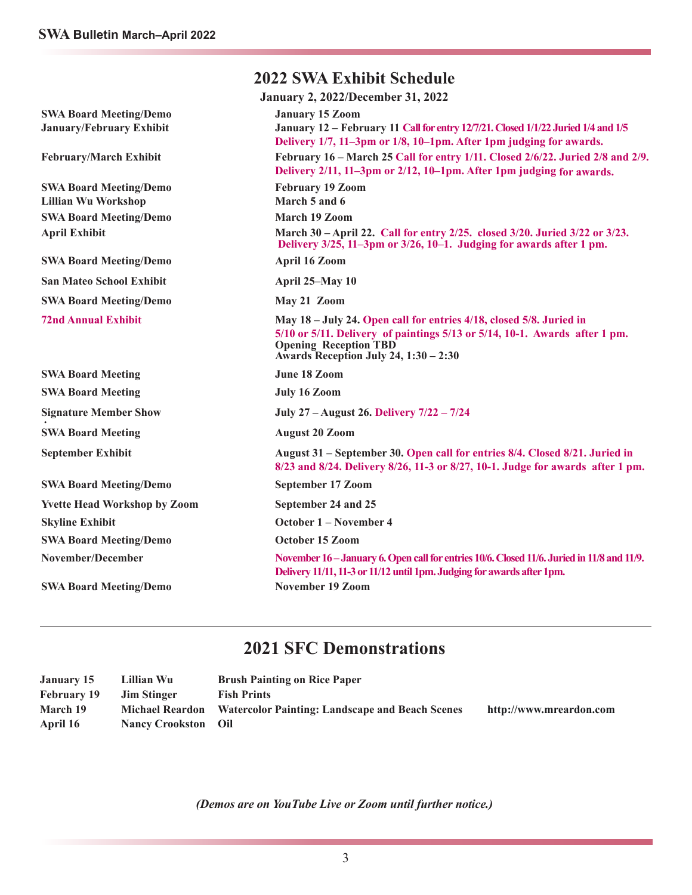## 2022 SWA Exhibit Schedule

**January 2, 2022/December 31, 2022**

| Event | Date / Details |
|---|---|
| **SWA Board Meeting/Demo** | **January 15 Zoom** |
| **January/February Exhibit** | **January 12 – February 11** Call for entry 12/7/21. Closed 1/1/22 Juried 1/4 and 1/5 Delivery 1/7, 11–3pm or 1/8, 10–1pm. After 1pm judging for awards. |
| **February/March Exhibit** | **February 16 – March 25** Call for entry 1/11. Closed 2/6/22. Juried 2/8 and 2/9. Delivery 2/11, 11–3pm or 2/12, 10–1pm. After 1pm judging for awards. |
| **SWA Board Meeting/Demo** | **February 19 Zoom** |
| **Lillian Wu Workshop** | **March 5 and 6** |
| **SWA Board Meeting/Demo** | **March 19 Zoom** |
| **April Exhibit** | **March 30 – April 22.** Call for entry 2/25. closed 3/20. Juried 3/22 or 3/23. Delivery 3/25, 11–3pm or 3/26, 10–1. Judging for awards after 1 pm. |
| **SWA Board Meeting/Demo** | **April 16 Zoom** |
| **San Mateo School Exhibit** | **April 25–May 10** |
| **SWA Board Meeting/Demo** | **May 21 Zoom** |
| **72nd Annual Exhibit** | **May 18 – July 24.** Open call for entries 4/18, closed 5/8. Juried in 5/10 or 5/11. Delivery of paintings 5/13 or 5/14, 10-1. Awards after 1 pm. **Opening Reception TBD** **Awards Reception July 24, 1:30 – 2:30** |
| **SWA Board Meeting** | **June 18 Zoom** |
| **SWA Board Meeting** | **July 16 Zoom** |
| **Signature Member Show** | **July 27 – August 26.** Delivery 7/22 – 7/24 |
| **SWA Board Meeting** | **August 20 Zoom** |
| **September Exhibit** | **August 31 – September 30.** Open call for entries 8/4. Closed 8/21. Juried in 8/23 and 8/24. Delivery 8/26, 11-3 or 8/27, 10-1. Judge for awards after 1 pm. |
| **SWA Board Meeting/Demo** | **September 17 Zoom** |
| **Yvette Head Workshop by Zoom** | **September 24 and 25** |
| **Skyline Exhibit** | **October 1 – November 4** |
| **SWA Board Meeting/Demo** | **October 15 Zoom** |
| **November/December** | November 16 – January 6. Open call for entries 10/6. Closed 11/6. Juried in 11/8 and 11/9. Delivery 11/11, 11-3 or 11/12 until 1pm. Judging for awards after 1pm. |
| **SWA Board Meeting/Demo** | **November 19 Zoom** |

## 2021 SFC Demonstrations

| Date | Artist | Topic | Website |
|---|---|---|---|
| **January 15** | **Lillian Wu** | **Brush Painting on Rice Paper** | |
| **February 19** | **Jim Stinger** | **Fish Prints** | |
| **March 19** | **Michael Reardon** | **Watercolor Painting: Landscape and Beach Scenes** | **http://www.mreardon.com** |
| **April 16** | **Nancy Crookston** | **Oil** | |

*(Demos are on YouTube Live or Zoom until further notice.)*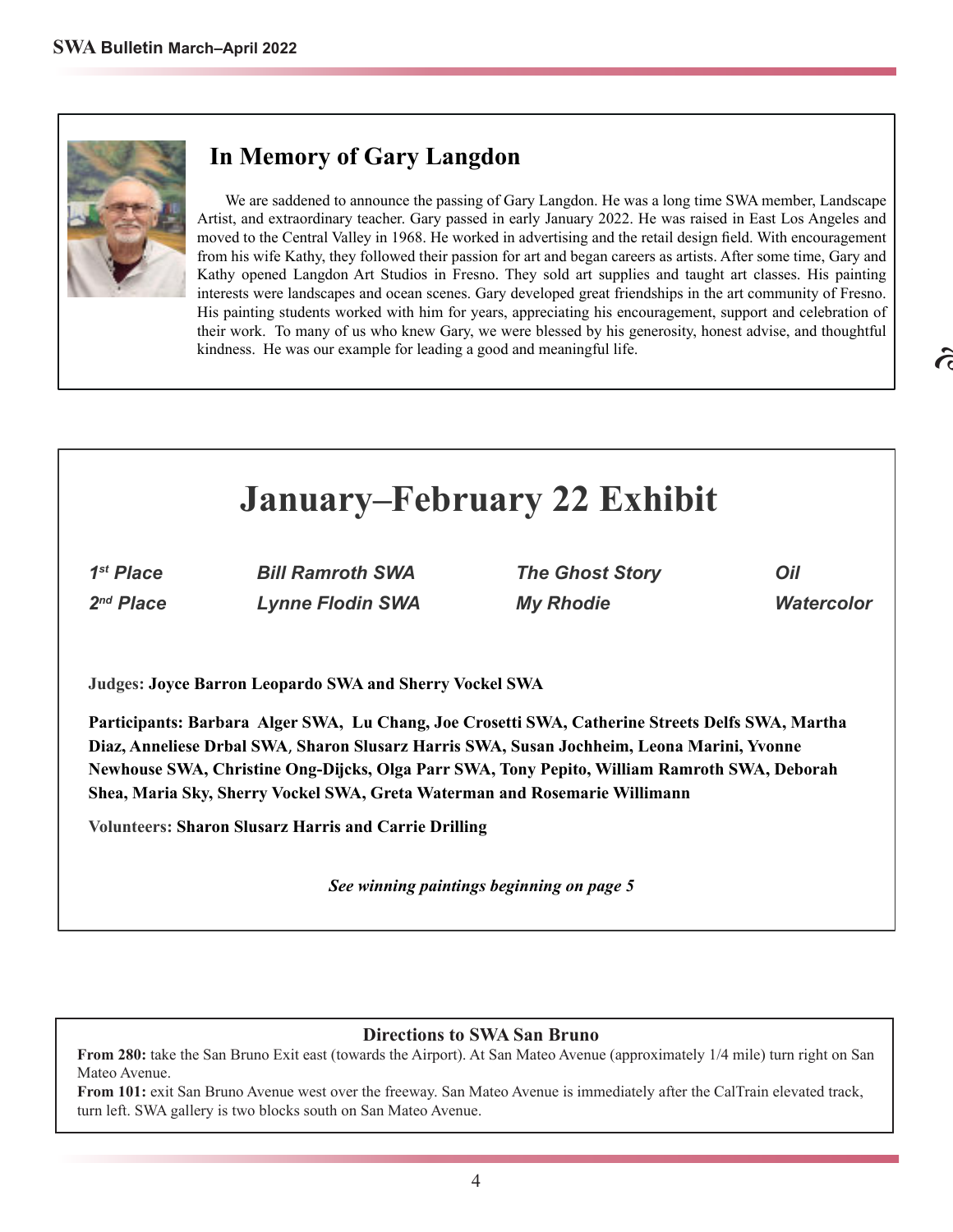## In Memory of Gary Langdon

We are saddened to announce the passing of Gary Langdon. He was a long time SWA member, Landscape Artist, and extraordinary teacher. Gary passed in early January 2022. He was raised in East Los Angeles and moved to the Central Valley in 1968. He worked in advertising and the retail design field. With encouragement from his wife Kathy, they followed their passion for art and began careers as artists. After some time, Gary and Kathy opened Langdon Art Studios in Fresno. They sold art supplies and taught art classes. His painting interests were landscapes and ocean scenes. Gary developed great friendships in the art community of Fresno. His painting students worked with him for years, appreciating his encouragement, support and celebration of their work. To many of us who knew Gary, we were blessed by his generosity, honest advise, and thoughtful kindness. He was our example for leading a good and meaningful life.

# January–February 22 Exhibit

| | | | |
|---|---|---|---|
| *1st Place* | *Bill Ramroth SWA* | *The Ghost Story* | *Oil* |
| *2nd Place* | *Lynne Flodin SWA* | *My Rhodie* | *Watercolor* |

**Judges: Joyce Barron Leopardo SWA and Sherry Vockel SWA**

**Participants: Barbara Alger SWA, Lu Chang, Joe Crosetti SWA, Catherine Streets Delfs SWA, Martha Diaz, Anneliese Drbal SWA, Sharon Slusarz Harris SWA, Susan Jochheim, Leona Marini, Yvonne Newhouse SWA, Christine Ong-Dijcks, Olga Parr SWA, Tony Pepito, William Ramroth SWA, Deborah Shea, Maria Sky, Sherry Vockel SWA, Greta Waterman and Rosemarie Willimann**

**Volunteers: Sharon Slusarz Harris and Carrie Drilling**

***See winning paintings beginning on page 5***

### Directions to SWA San Bruno

**From 280:** take the San Bruno Exit east (towards the Airport). At San Mateo Avenue (approximately 1/4 mile) turn right on San Mateo Avenue.

**From 101:** exit San Bruno Avenue west over the freeway. San Mateo Avenue is immediately after the CalTrain elevated track, turn left. SWA gallery is two blocks south on San Mateo Avenue.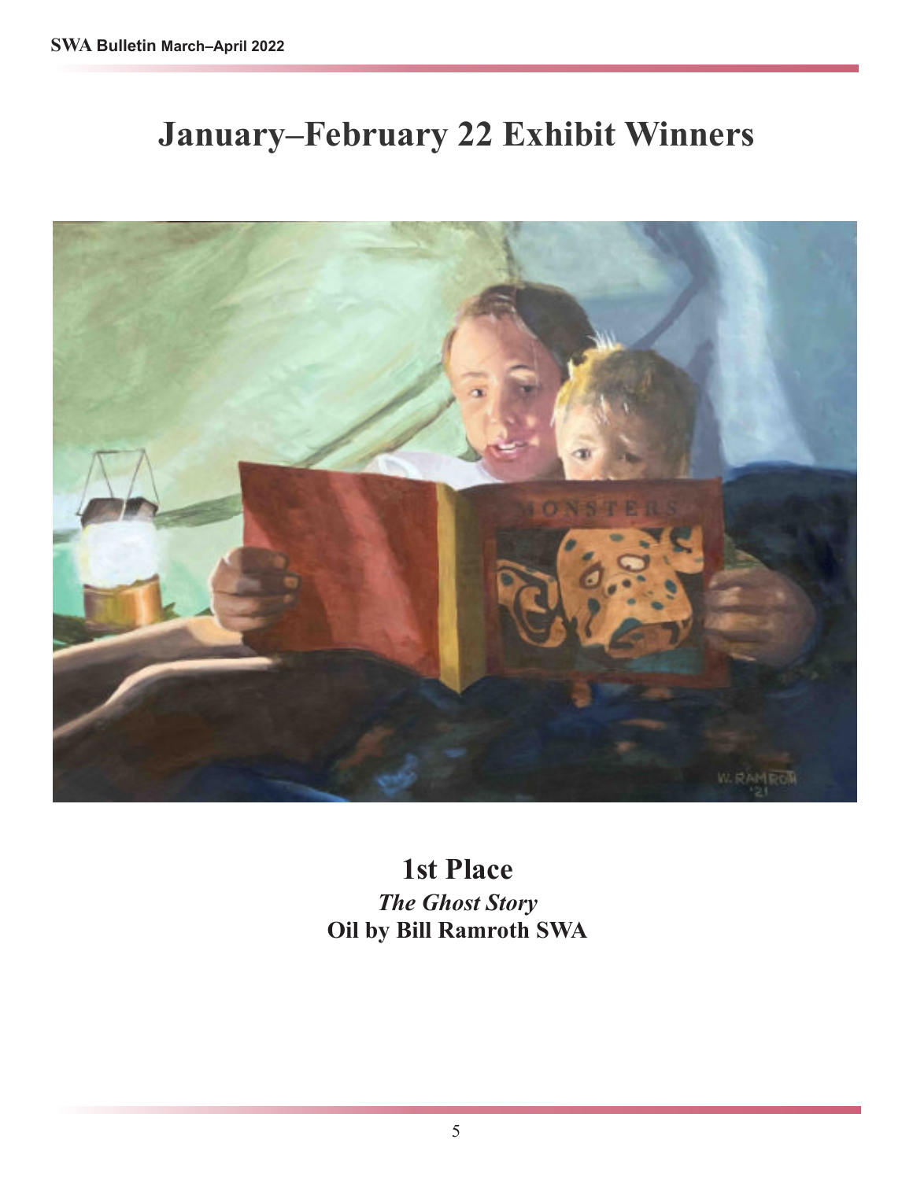# January–February 22 Exhibit Winners

**1st Place**

***The Ghost Story***

**Oil by Bill Ramroth SWA**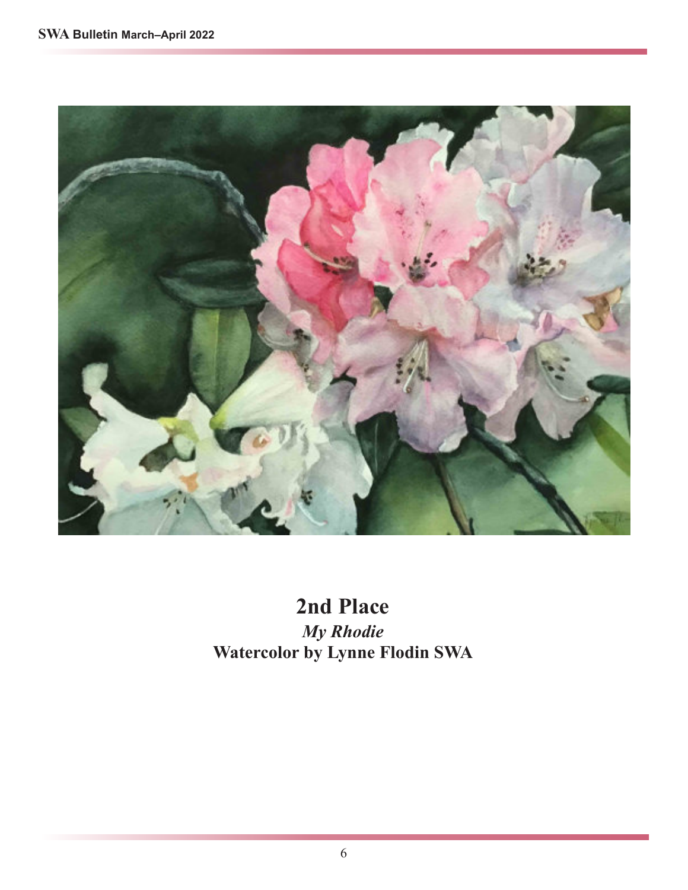**2nd Place**

***My Rhodie***

**Watercolor by Lynne Flodin SWA**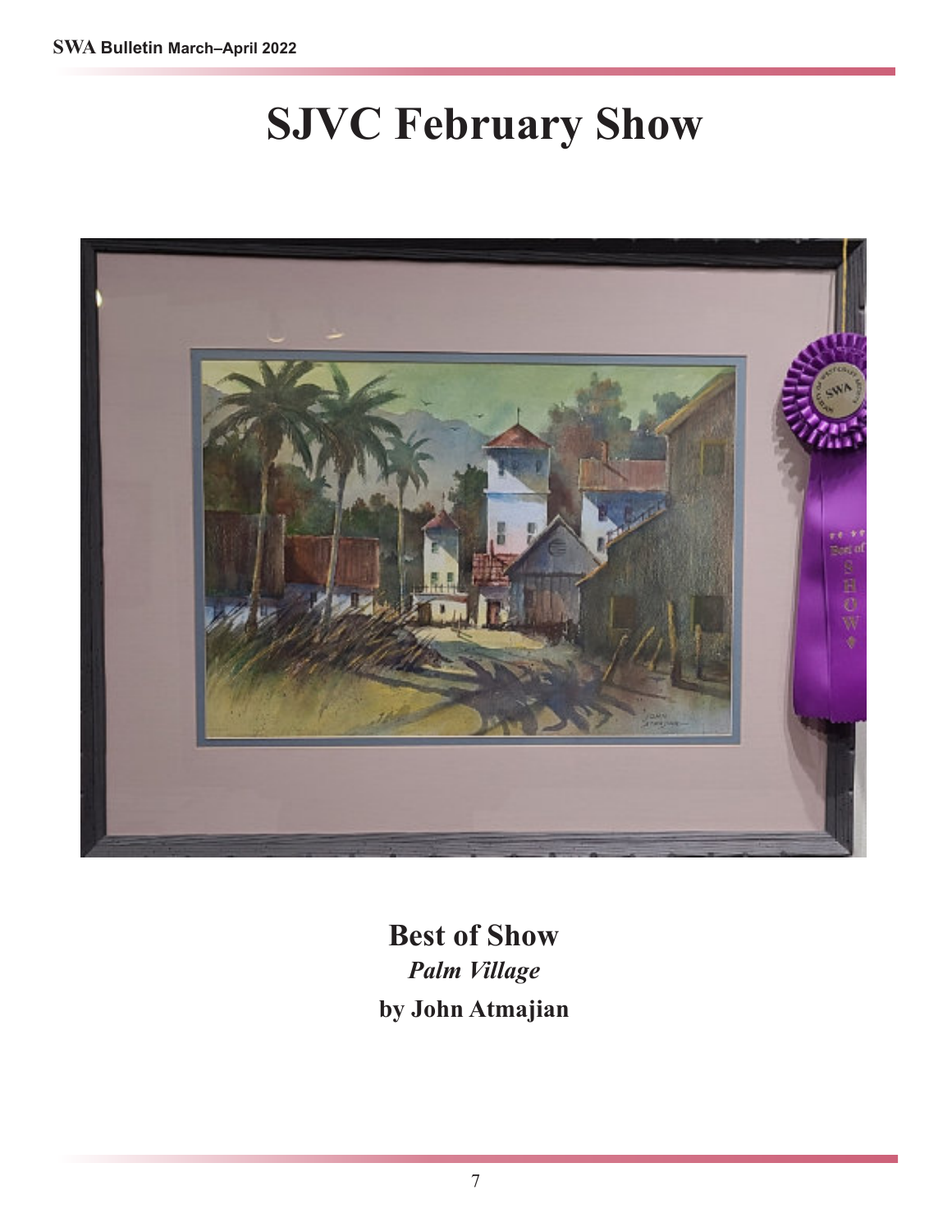# SJVC February Show

**Best of Show**

***Palm Village***

**by John Atmajian**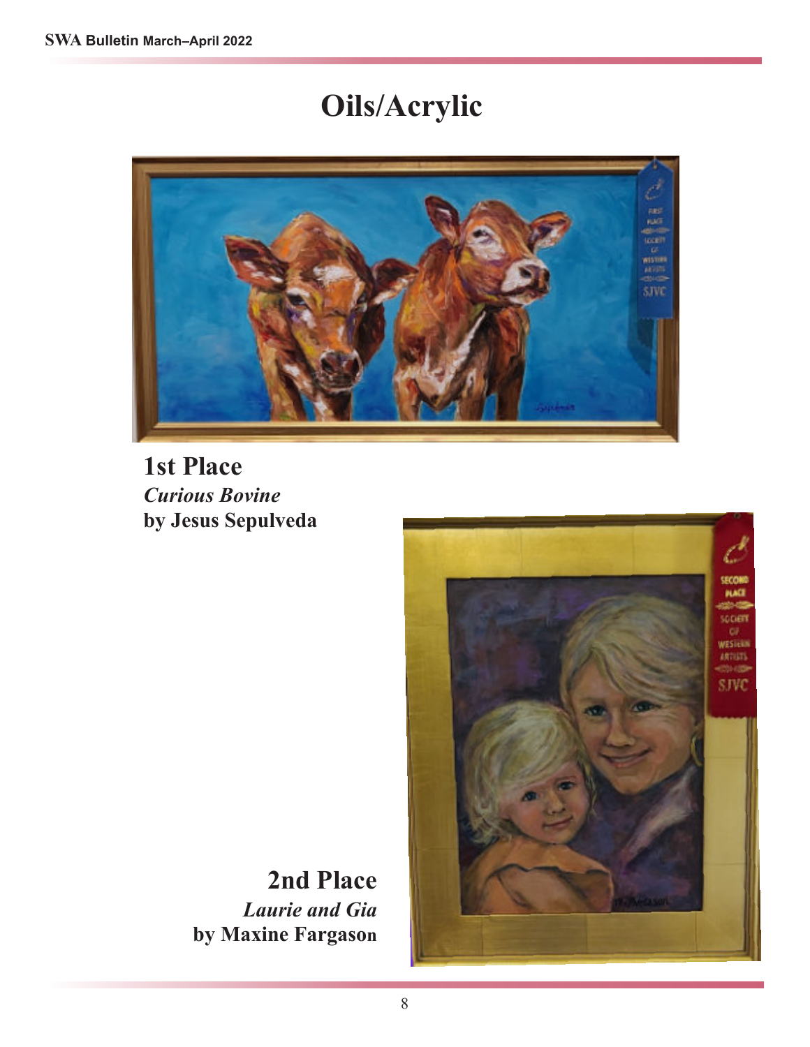# Oils/Acrylic

**1st Place**
***Curious Bovine***
**by Jesus Sepulveda**

**2nd Place**
***Laurie and Gia***
**by Maxine Fargason**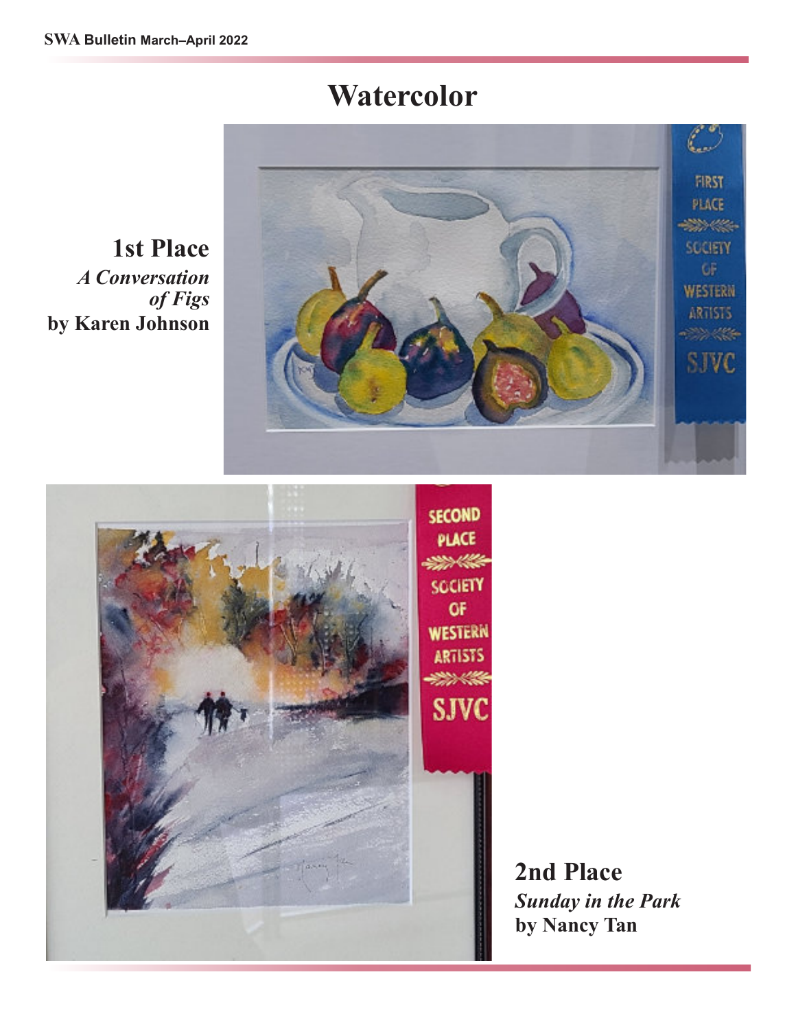# Watercolor

**1st Place**
***A Conversation of Figs***
**by Karen Johnson**

**2nd Place**
***Sunday in the Park***
**by Nancy Tan**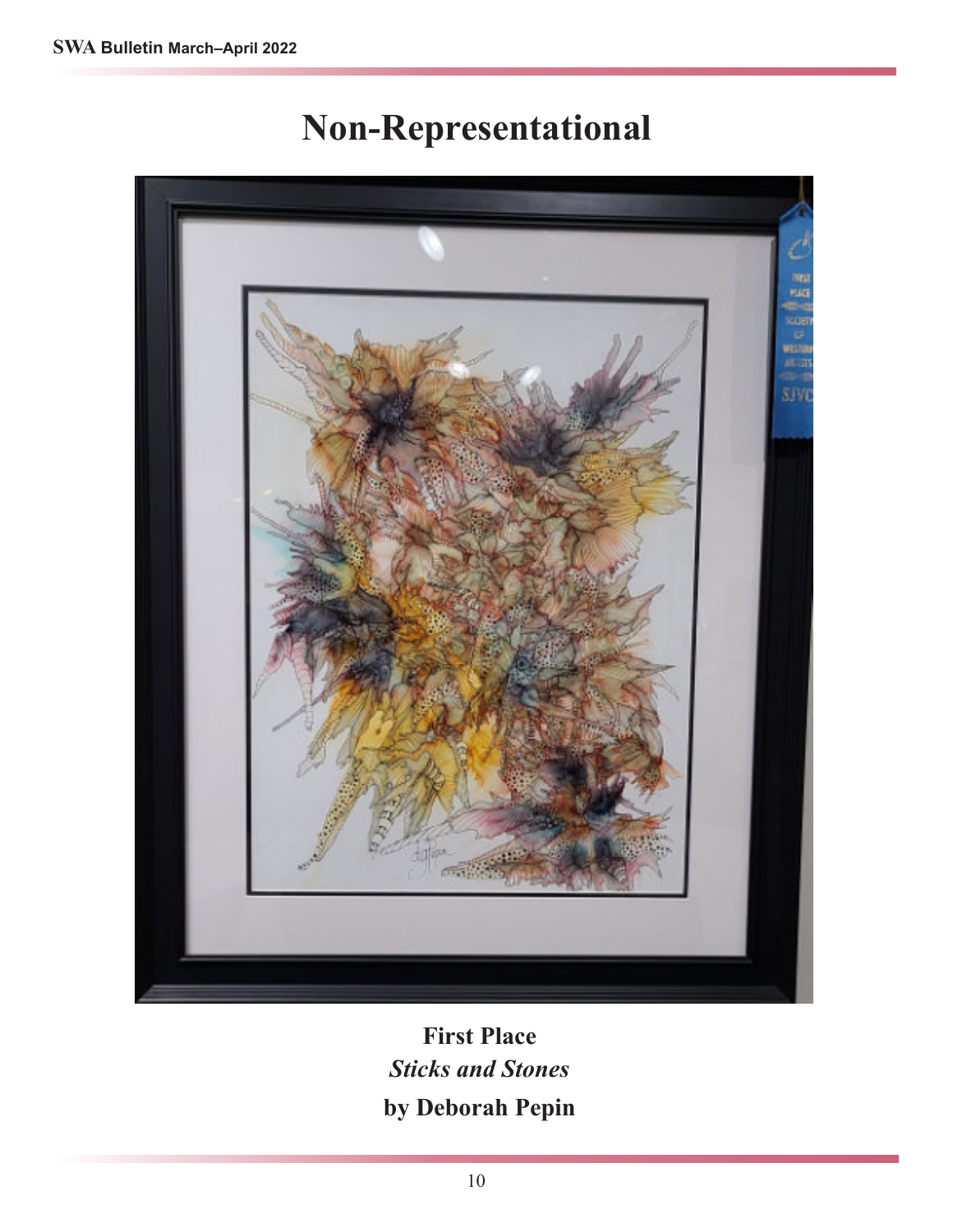# Non-Representational

**First Place**
***Sticks and Stones***
**by Deborah Pepin**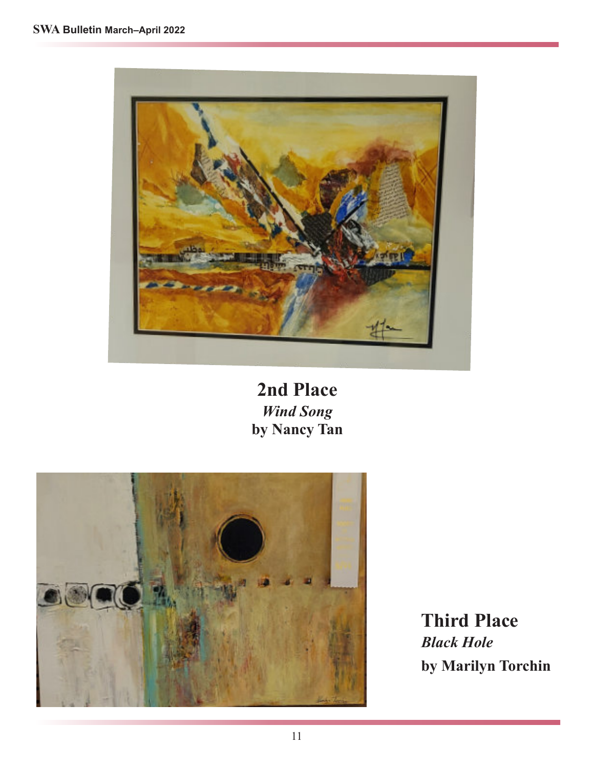**2nd Place**
***Wind Song***
**by Nancy Tan**

**Third Place**
***Black Hole***
**by Marilyn Torchin**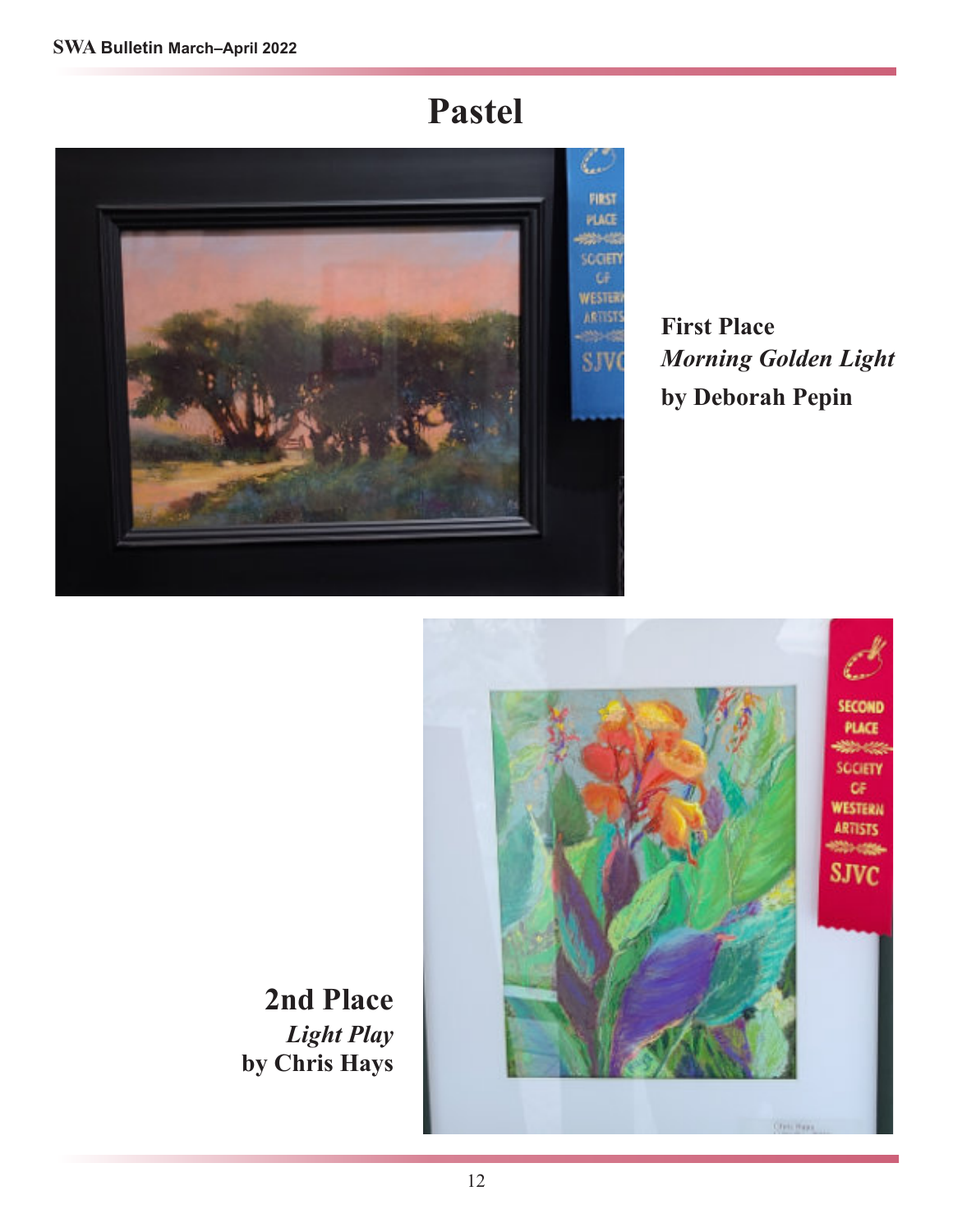# Pastel

**First Place**
***Morning Golden Light***
**by Deborah Pepin**

## 2nd Place

***Light Play***
**by Chris Hays**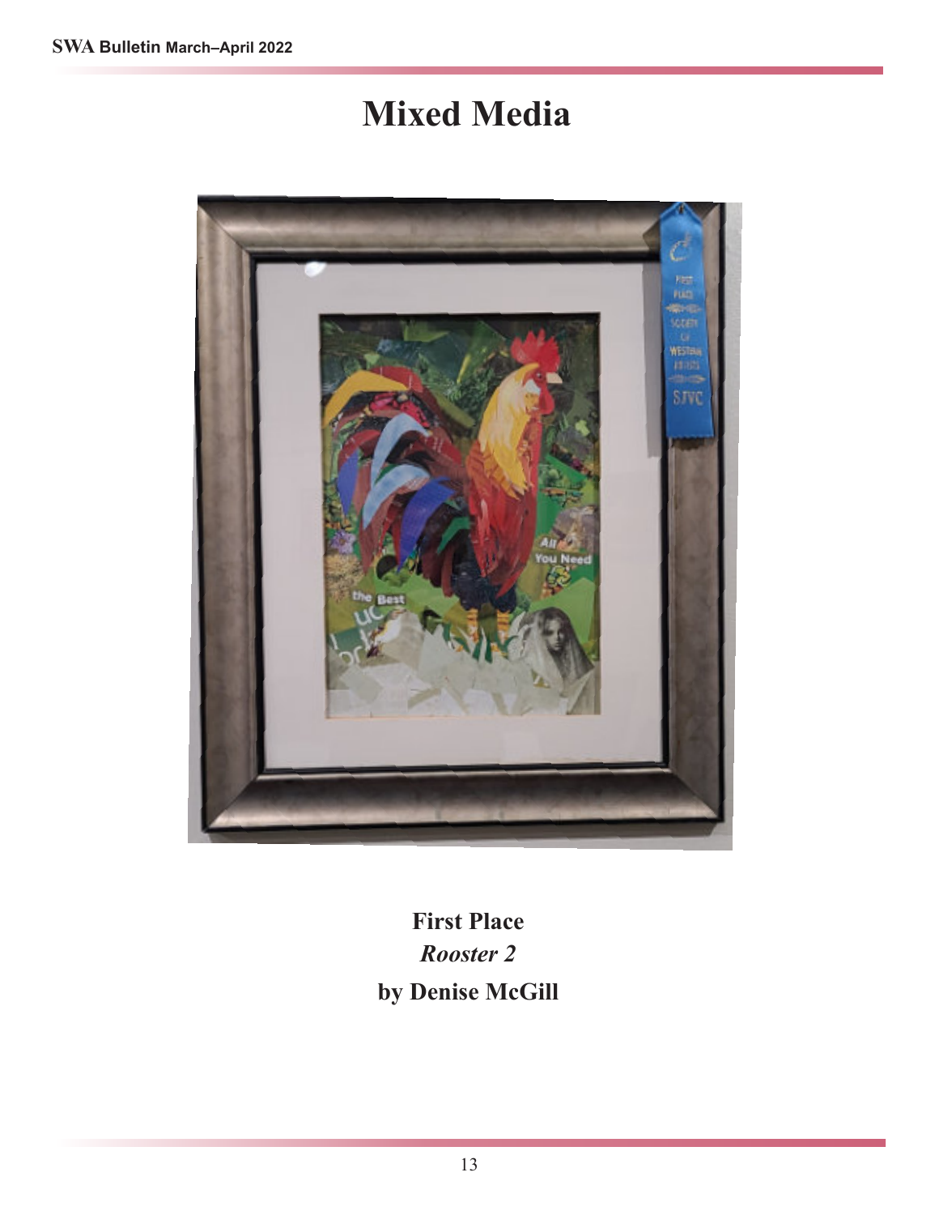# Mixed Media

**First Place**
***Rooster 2***
**by Denise McGill**